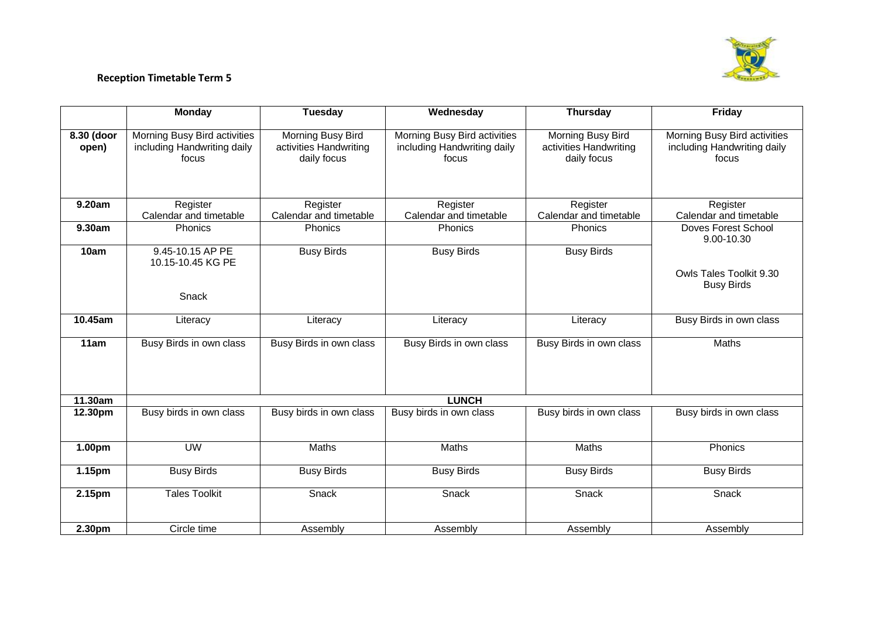**Reception Timetable Term 5**

| | Monday | Tuesday | Wednesday | Thursday | Friday |
|---|---|---|---|---|---|
| 8.30 (door open) | Morning Busy Bird activities including Handwriting daily focus | Morning Busy Bird activities Handwriting daily focus | Morning Busy Bird activities including Handwriting daily focus | Morning Busy Bird activities Handwriting daily focus | Morning Busy Bird activities including Handwriting daily focus |
| 9.20am | Register Calendar and timetable | Register Calendar and timetable | Register Calendar and timetable | Register Calendar and timetable | Register Calendar and timetable |
| 9.30am | Phonics | Phonics | Phonics | Phonics | Doves Forest School 9.00-10.30 |
| 10am | 9.45-10.15 AP PE 10.15-10.45 KG PE Snack | Busy Birds | Busy Birds | Busy Birds | Owls Tales Toolkit 9.30 Busy Birds |
| 10.45am | Literacy | Literacy | Literacy | Literacy | Busy Birds in own class |
| 11am | Busy Birds in own class | Busy Birds in own class | Busy Birds in own class | Busy Birds in own class | Maths |
| 11.30am | | | **LUNCH** | | |
| 12.30pm | Busy birds in own class | Busy birds in own class | Busy birds in own class | Busy birds in own class | Busy birds in own class |
| 1.00pm | UW | Maths | Maths | Maths | Phonics |
| 1.15pm | Busy Birds | Busy Birds | Busy Birds | Busy Birds | Busy Birds |
| 2.15pm | Tales Toolkit | Snack | Snack | Snack | Snack |
| 2.30pm | Circle time | Assembly | Assembly | Assembly | Assembly |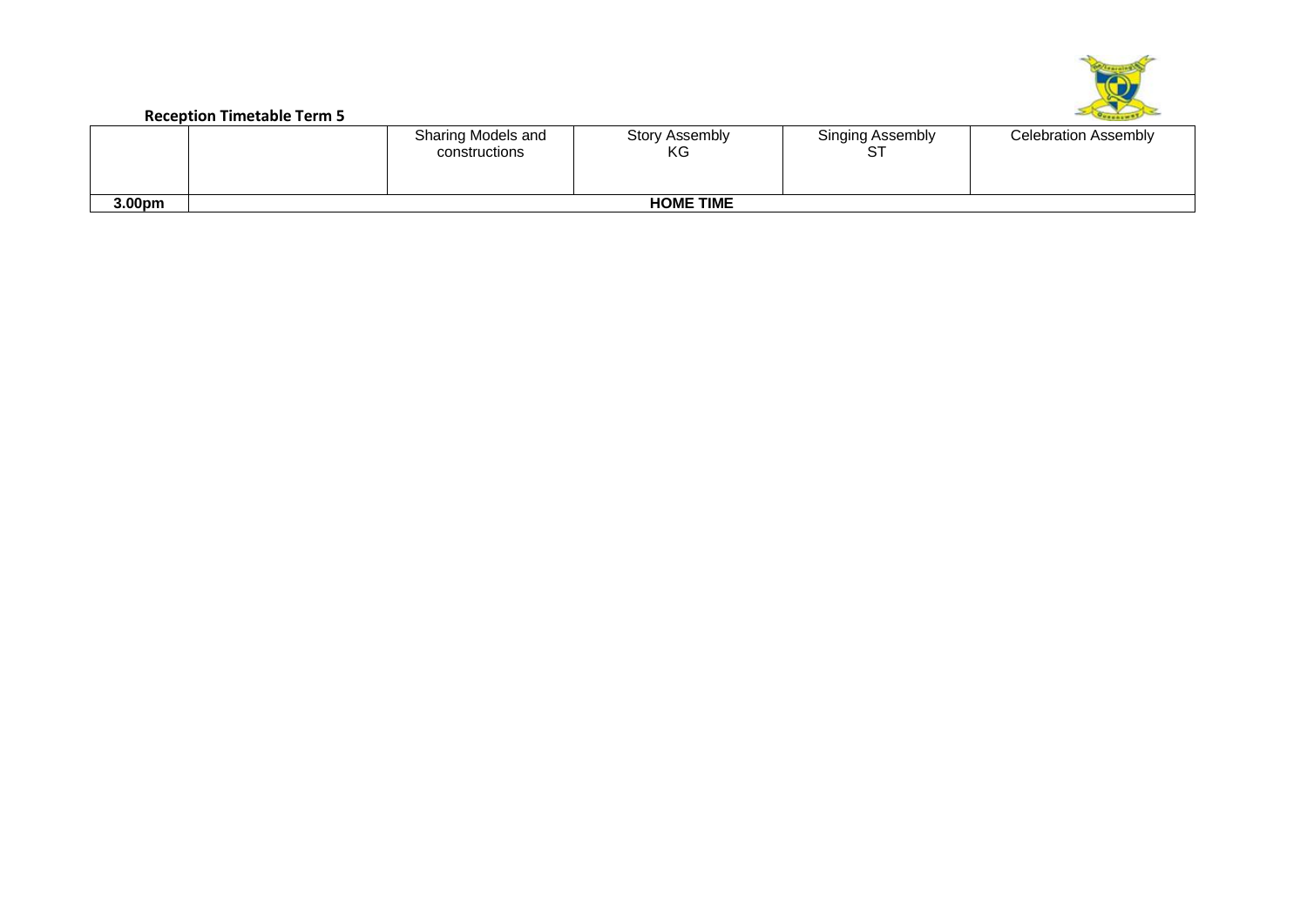**Reception Timetable Term 5**

| | | | | | |
|---|---|---|---|---|---|
| | | Sharing Models and constructions | Story Assembly KG | Singing Assembly ST | Celebration Assembly |
| **3.00pm** | **HOME TIME** | | | | |